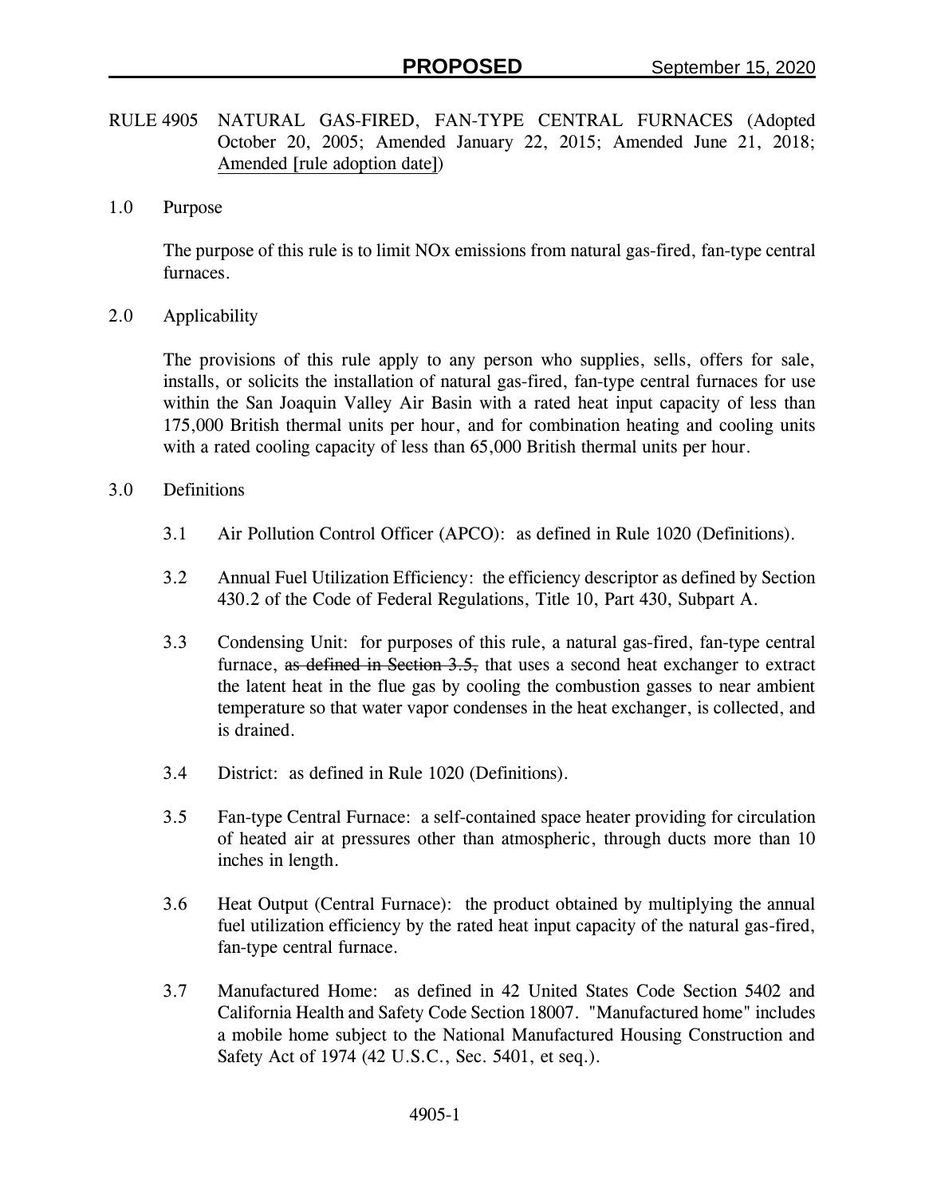**PROPOSED** September 15, 2020

RULE 4905 NATURAL GAS-FIRED, FAN-TYPE CENTRAL FURNACES (Adopted October 20, 2005; Amended January 22, 2015; Amended June 21, 2018; Amended [rule adoption date])

1.0 Purpose

The purpose of this rule is to limit NOx emissions from natural gas-fired, fan-type central furnaces.

2.0 Applicability

The provisions of this rule apply to any person who supplies, sells, offers for sale, installs, or solicits the installation of natural gas-fired, fan-type central furnaces for use within the San Joaquin Valley Air Basin with a rated heat input capacity of less than 175,000 British thermal units per hour, and for combination heating and cooling units with a rated cooling capacity of less than 65,000 British thermal units per hour.

3.0 Definitions

3.1 Air Pollution Control Officer (APCO): as defined in Rule 1020 (Definitions).

3.2 Annual Fuel Utilization Efficiency: the efficiency descriptor as defined by Section 430.2 of the Code of Federal Regulations, Title 10, Part 430, Subpart A.

3.3 Condensing Unit: for purposes of this rule, a natural gas-fired, fan-type central furnace, ~~as defined in Section 3.5,~~ that uses a second heat exchanger to extract the latent heat in the flue gas by cooling the combustion gasses to near ambient temperature so that water vapor condenses in the heat exchanger, is collected, and is drained.

3.4 District: as defined in Rule 1020 (Definitions).

3.5 Fan-type Central Furnace: a self-contained space heater providing for circulation of heated air at pressures other than atmospheric, through ducts more than 10 inches in length.

3.6 Heat Output (Central Furnace): the product obtained by multiplying the annual fuel utilization efficiency by the rated heat input capacity of the natural gas-fired, fan-type central furnace.

3.7 Manufactured Home: as defined in 42 United States Code Section 5402 and California Health and Safety Code Section 18007. "Manufactured home" includes a mobile home subject to the National Manufactured Housing Construction and Safety Act of 1974 (42 U.S.C., Sec. 5401, et seq.).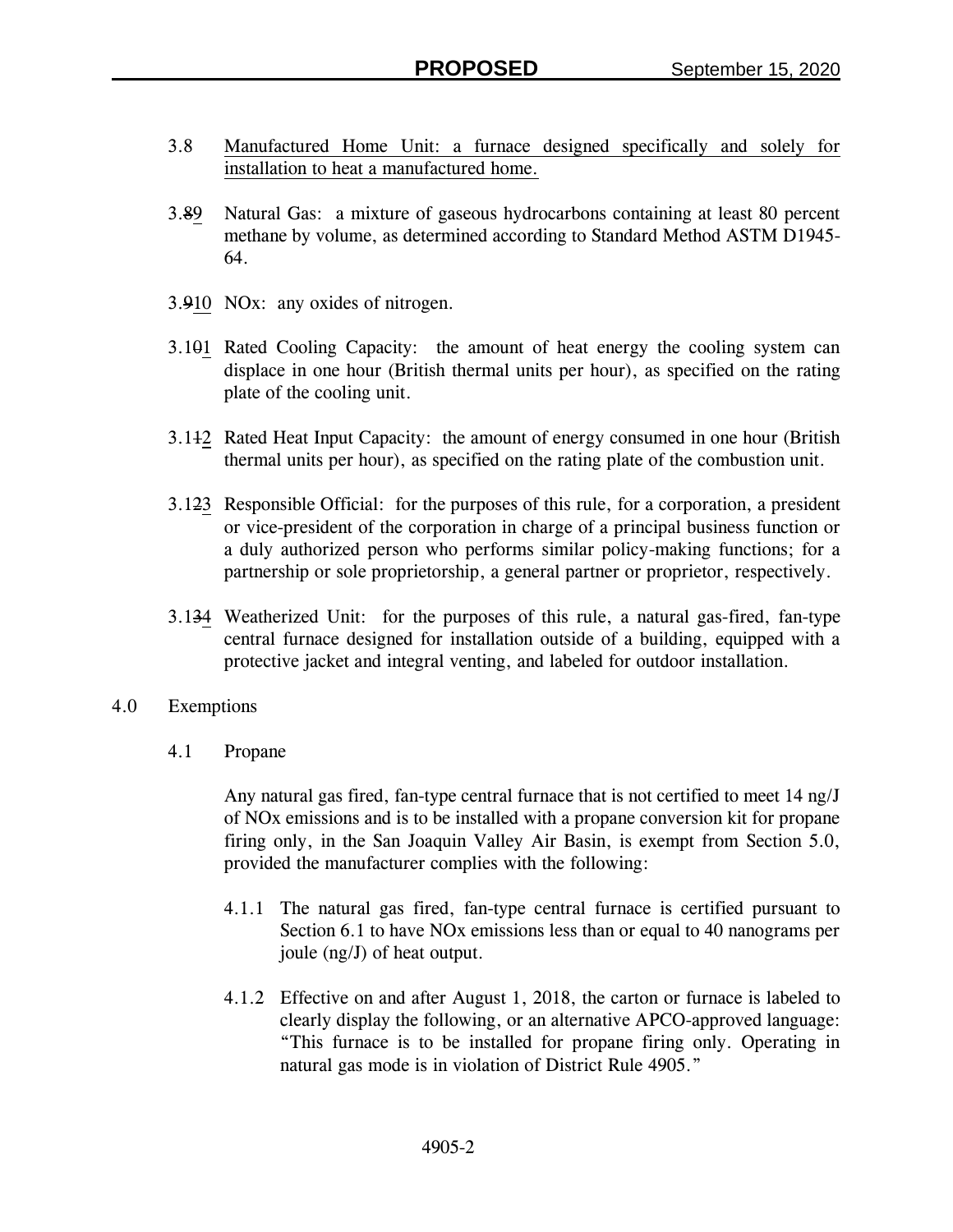3.8 Manufactured Home Unit: a furnace designed specifically and solely for installation to heat a manufactured home.

3.~~8~~9 Natural Gas: a mixture of gaseous hydrocarbons containing at least 80 percent methane by volume, as determined according to Standard Method ASTM D1945-64.

3.~~9~~10 NOx: any oxides of nitrogen.

3.1~~0~~1 Rated Cooling Capacity: the amount of heat energy the cooling system can displace in one hour (British thermal units per hour), as specified on the rating plate of the cooling unit.

3.1~~1~~2 Rated Heat Input Capacity: the amount of energy consumed in one hour (British thermal units per hour), as specified on the rating plate of the combustion unit.

3.1~~2~~3 Responsible Official: for the purposes of this rule, for a corporation, a president or vice-president of the corporation in charge of a principal business function or a duly authorized person who performs similar policy-making functions; for a partnership or sole proprietorship, a general partner or proprietor, respectively.

3.1~~3~~4 Weatherized Unit: for the purposes of this rule, a natural gas-fired, fan-type central furnace designed for installation outside of a building, equipped with a protective jacket and integral venting, and labeled for outdoor installation.

## 4.0 Exemptions

### 4.1 Propane

Any natural gas fired, fan-type central furnace that is not certified to meet 14 ng/J of NOx emissions and is to be installed with a propane conversion kit for propane firing only, in the San Joaquin Valley Air Basin, is exempt from Section 5.0, provided the manufacturer complies with the following:

4.1.1 The natural gas fired, fan-type central furnace is certified pursuant to Section 6.1 to have NOx emissions less than or equal to 40 nanograms per joule (ng/J) of heat output.

4.1.2 Effective on and after August 1, 2018, the carton or furnace is labeled to clearly display the following, or an alternative APCO-approved language: "This furnace is to be installed for propane firing only. Operating in natural gas mode is in violation of District Rule 4905."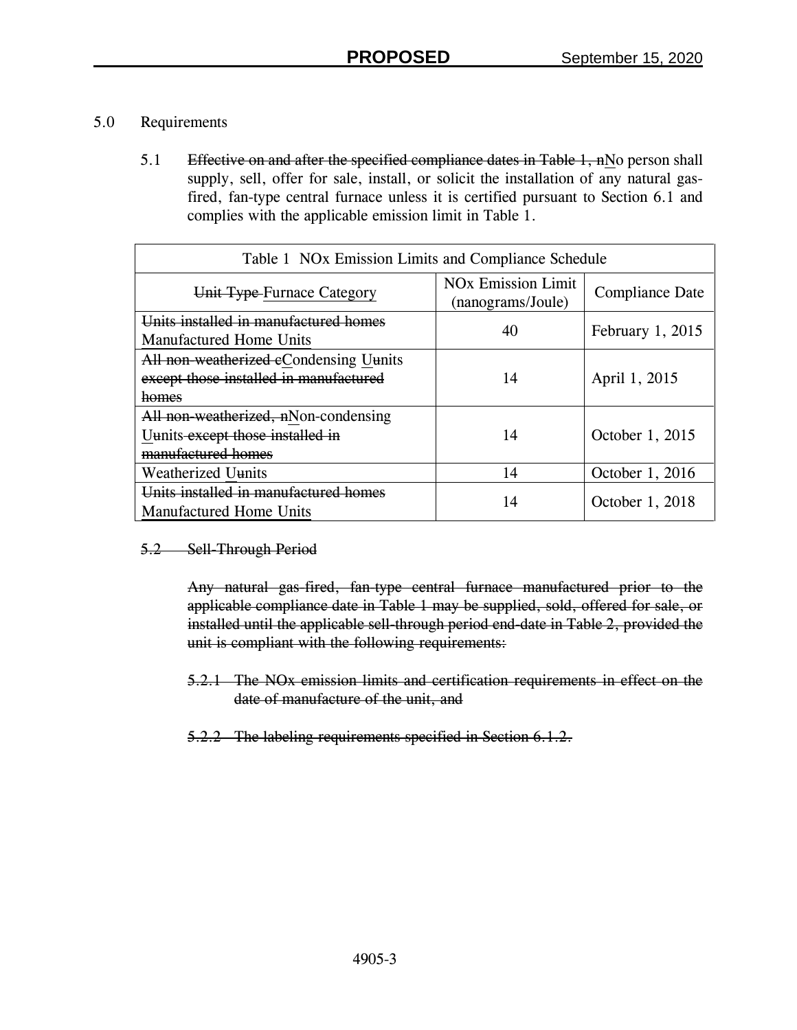## 5.0 Requirements

5.1 ~~Effective on and after the specified compliance dates in Table 1, n~~No person shall supply, sell, offer for sale, install, or solicit the installation of any natural gas-fired, fan-type central furnace unless it is certified pursuant to Section 6.1 and complies with the applicable emission limit in Table 1.

| Table 1 NOx Emission Limits and Compliance Schedule | | |
|---|---|---|
| ~~Unit Type~~ Furnace Category | NOx Emission Limit (nanograms/Joule) | Compliance Date |
| ~~Units installed in manufactured homes~~ Manufactured Home Units | 40 | February 1, 2015 |
| ~~All non-weatherized c~~Condensing U~~u~~nits ~~except those installed in manufactured homes~~ | 14 | April 1, 2015 |
| ~~All non-weatherized, n~~Non-condensing U~~u~~nits ~~except those installed in manufactured homes~~ | 14 | October 1, 2015 |
| Weatherized U~~u~~nits | 14 | October 1, 2016 |
| ~~Units installed in manufactured homes~~ Manufactured Home Units | 14 | October 1, 2018 |

~~5.2 Sell-Through Period~~

~~Any natural gas-fired, fan-type central furnace manufactured prior to the applicable compliance date in Table 1 may be supplied, sold, offered for sale, or installed until the applicable sell-through period end-date in Table 2, provided the unit is compliant with the following requirements:~~

~~5.2.1 The NOx emission limits and certification requirements in effect on the date of manufacture of the unit, and~~

~~5.2.2 The labeling requirements specified in Section 6.1.2.~~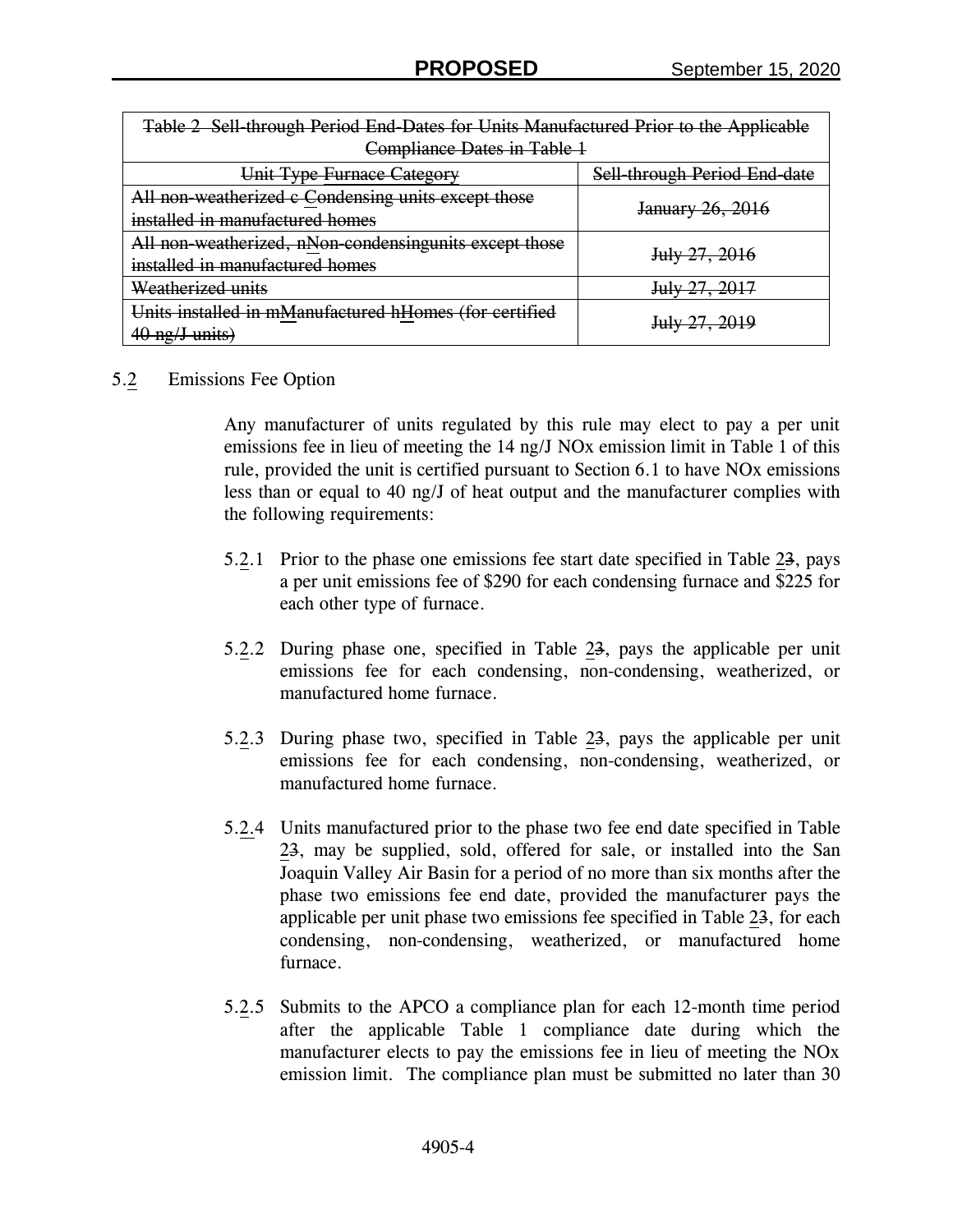| Table 2 Sell-through Period End-Dates for Units Manufactured Prior to the Applicable Compliance Dates in Table 1 | |
|---|---|
| Unit Type Furnace Category | Sell-through Period End-date |
| All non-weatherized c Condensing units except those installed in manufactured homes | January 26, 2016 |
| All non-weatherized, nNon-condensingunits except those installed in manufactured homes | July 27, 2016 |
| Weatherized units | July 27, 2017 |
| Units installed in mManufactured hHomes (for certified 40 ng/J units) | July 27, 2019 |

5.2 Emissions Fee Option

Any manufacturer of units regulated by this rule may elect to pay a per unit emissions fee in lieu of meeting the 14 ng/J NOx emission limit in Table 1 of this rule, provided the unit is certified pursuant to Section 6.1 to have NOx emissions less than or equal to 40 ng/J of heat output and the manufacturer complies with the following requirements:

5.2.1 Prior to the phase one emissions fee start date specified in Table 23, pays a per unit emissions fee of $290 for each condensing furnace and $225 for each other type of furnace.

5.2.2 During phase one, specified in Table 23, pays the applicable per unit emissions fee for each condensing, non-condensing, weatherized, or manufactured home furnace.

5.2.3 During phase two, specified in Table 23, pays the applicable per unit emissions fee for each condensing, non-condensing, weatherized, or manufactured home furnace.

5.2.4 Units manufactured prior to the phase two fee end date specified in Table 23, may be supplied, sold, offered for sale, or installed into the San Joaquin Valley Air Basin for a period of no more than six months after the phase two emissions fee end date, provided the manufacturer pays the applicable per unit phase two emissions fee specified in Table 23, for each condensing, non-condensing, weatherized, or manufactured home furnace.

5.2.5 Submits to the APCO a compliance plan for each 12-month time period after the applicable Table 1 compliance date during which the manufacturer elects to pay the emissions fee in lieu of meeting the NOx emission limit. The compliance plan must be submitted no later than 30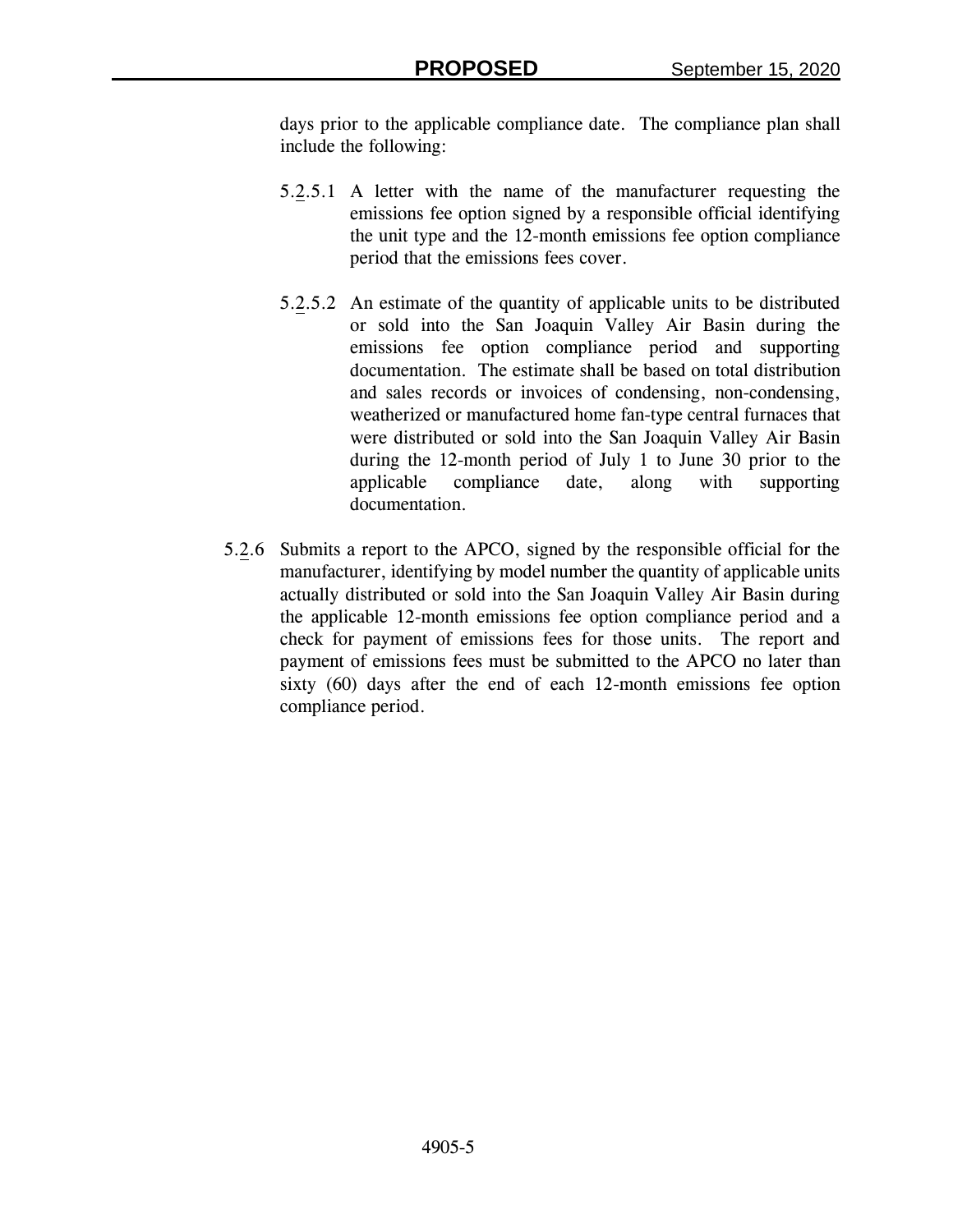days prior to the applicable compliance date. The compliance plan shall include the following:

5.2.5.1 A letter with the name of the manufacturer requesting the emissions fee option signed by a responsible official identifying the unit type and the 12-month emissions fee option compliance period that the emissions fees cover.

5.2.5.2 An estimate of the quantity of applicable units to be distributed or sold into the San Joaquin Valley Air Basin during the emissions fee option compliance period and supporting documentation. The estimate shall be based on total distribution and sales records or invoices of condensing, non-condensing, weatherized or manufactured home fan-type central furnaces that were distributed or sold into the San Joaquin Valley Air Basin during the 12-month period of July 1 to June 30 prior to the applicable compliance date, along with supporting documentation.

5.2.6 Submits a report to the APCO, signed by the responsible official for the manufacturer, identifying by model number the quantity of applicable units actually distributed or sold into the San Joaquin Valley Air Basin during the applicable 12-month emissions fee option compliance period and a check for payment of emissions fees for those units. The report and payment of emissions fees must be submitted to the APCO no later than sixty (60) days after the end of each 12-month emissions fee option compliance period.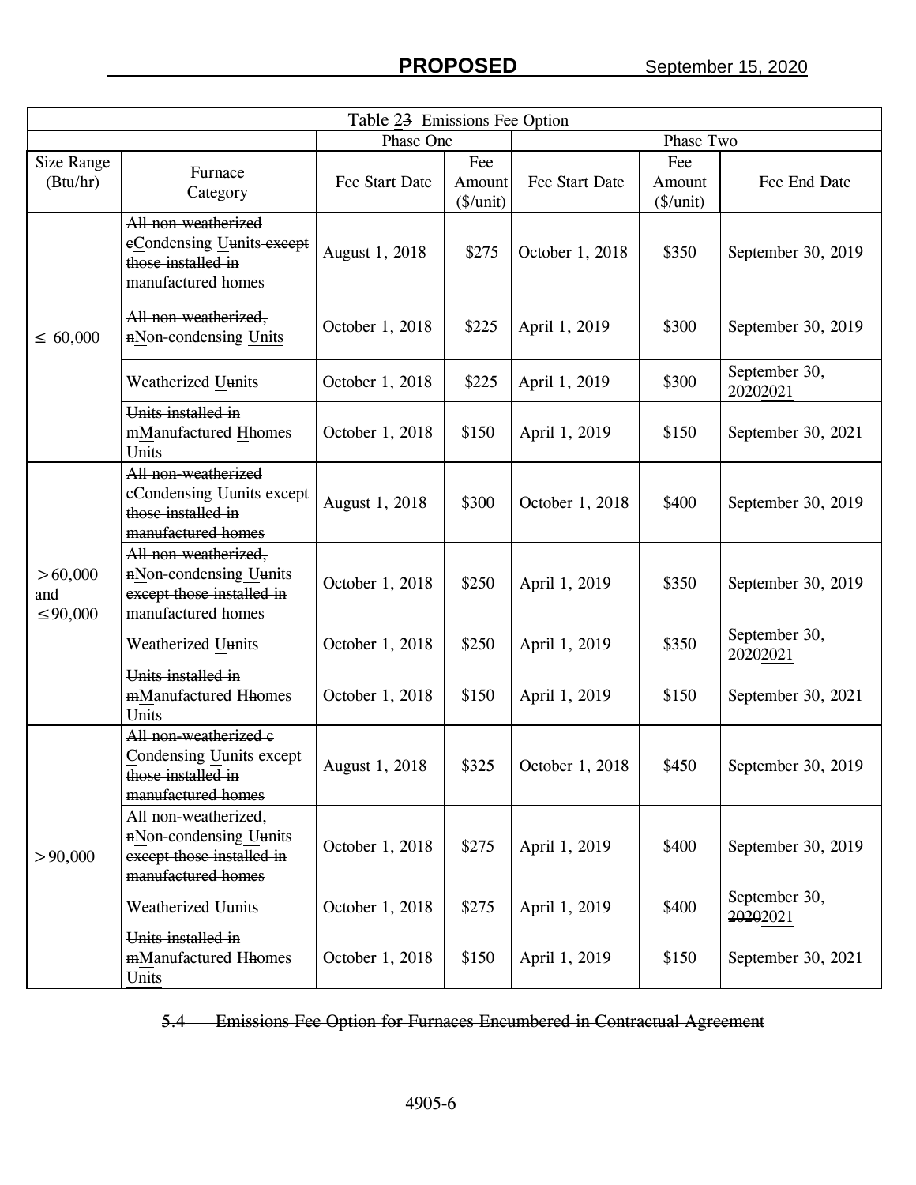| Table 2~~3~~ Emissions Fee Option | | | | | | |
|---|---|---|---|---|---|---|
| | | Phase One | | Phase Two | | |
| Size Range (Btu/hr) | Furnace Category | Fee Start Date | Fee Amount ($/unit) | Fee Start Date | Fee Amount ($/unit) | Fee End Date |
| ≤ 60,000 | ~~All non-weatherized c~~Condensing U~~u~~nits ~~except those installed in manufactured homes~~ | August 1, 2018 | $275 | October 1, 2018 | $350 | September 30, 2019 |
| | ~~All non-weatherized, n~~Non-condensing Units | October 1, 2018 | $225 | April 1, 2019 | $300 | September 30, 2019 |
| | Weatherized U~~u~~nits | October 1, 2018 | $225 | April 1, 2019 | $300 | September 30, ~~2020~~2021 |
| | ~~Units installed in m~~Manufactured H~~h~~omes Units | October 1, 2018 | $150 | April 1, 2019 | $150 | September 30, 2021 |
| > 60,000 and ≤ 90,000 | ~~All non-weatherized c~~Condensing U~~u~~nits ~~except those installed in manufactured homes~~ | August 1, 2018 | $300 | October 1, 2018 | $400 | September 30, 2019 |
| | ~~All non-weatherized, n~~Non-condensing U~~u~~nits ~~except those installed in manufactured homes~~ | October 1, 2018 | $250 | April 1, 2019 | $350 | September 30, 2019 |
| | Weatherized U~~u~~nits | October 1, 2018 | $250 | April 1, 2019 | $350 | September 30, ~~2020~~2021 |
| | ~~Units installed in m~~Manufactured H~~h~~omes Units | October 1, 2018 | $150 | April 1, 2019 | $150 | September 30, 2021 |
| > 90,000 | ~~All non-weatherized c~~ Condensing U~~u~~nits ~~except those installed in manufactured homes~~ | August 1, 2018 | $325 | October 1, 2018 | $450 | September 30, 2019 |
| | ~~All non-weatherized, n~~Non-condensing U~~u~~nits ~~except those installed in manufactured homes~~ | October 1, 2018 | $275 | April 1, 2019 | $400 | September 30, 2019 |
| | Weatherized U~~u~~nits | October 1, 2018 | $275 | April 1, 2019 | $400 | September 30, ~~2020~~2021 |
| | ~~Units installed in m~~Manufactured H~~h~~omes Units | October 1, 2018 | $150 | April 1, 2019 | $150 | September 30, 2021 |

~~5.4 Emissions Fee Option for Furnaces Encumbered in Contractual Agreement~~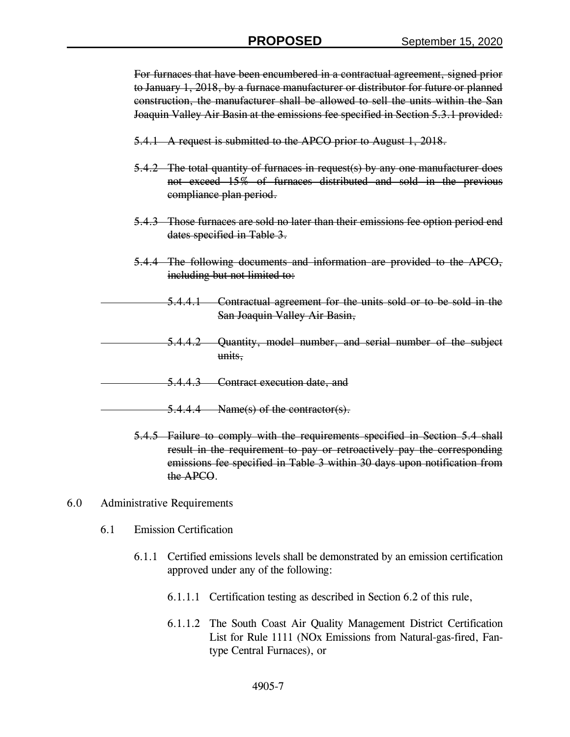~~For furnaces that have been encumbered in a contractual agreement, signed prior to January 1, 2018, by a furnace manufacturer or distributor for future or planned construction, the manufacturer shall be allowed to sell the units within the San Joaquin Valley Air Basin at the emissions fee specified in Section 5.3.1 provided:~~

~~5.4.1 A request is submitted to the APCO prior to August 1, 2018.~~

~~5.4.2 The total quantity of furnaces in request(s) by any one manufacturer does not exceed 15% of furnaces distributed and sold in the previous compliance plan period.~~

~~5.4.3 Those furnaces are sold no later than their emissions fee option period end dates specified in Table 3.~~

~~5.4.4 The following documents and information are provided to the APCO, including but not limited to:~~

~~5.4.4.1 Contractual agreement for the units sold or to be sold in the San Joaquin Valley Air Basin,~~

~~5.4.4.2 Quantity, model number, and serial number of the subject units,~~

~~5.4.4.3 Contract execution date, and~~

~~5.4.4.4 Name(s) of the contractor(s).~~

~~5.4.5 Failure to comply with the requirements specified in Section 5.4 shall result in the requirement to pay or retroactively pay the corresponding emissions fee specified in Table 3 within 30 days upon notification from the APCO~~.

6.0 Administrative Requirements

6.1 Emission Certification

6.1.1 Certified emissions levels shall be demonstrated by an emission certification approved under any of the following:

6.1.1.1 Certification testing as described in Section 6.2 of this rule,

6.1.1.2 The South Coast Air Quality Management District Certification List for Rule 1111 (NOx Emissions from Natural-gas-fired, Fan-type Central Furnaces), or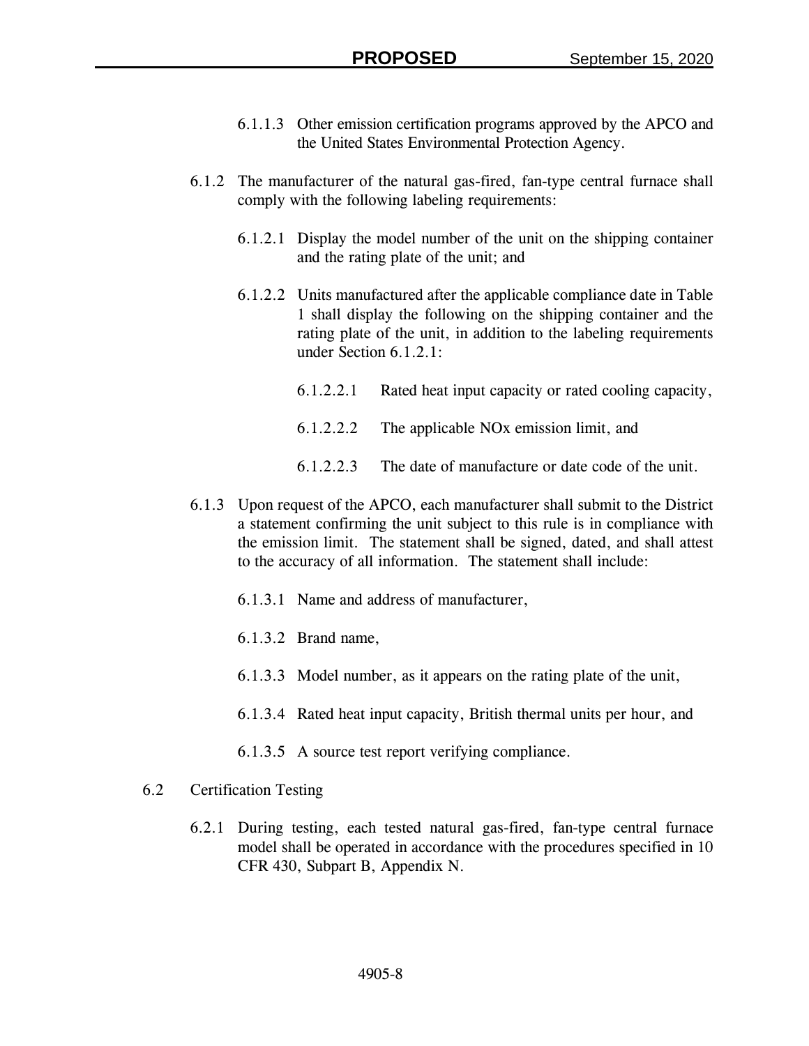6.1.1.3 Other emission certification programs approved by the APCO and the United States Environmental Protection Agency.

6.1.2 The manufacturer of the natural gas-fired, fan-type central furnace shall comply with the following labeling requirements:

6.1.2.1 Display the model number of the unit on the shipping container and the rating plate of the unit; and

6.1.2.2 Units manufactured after the applicable compliance date in Table 1 shall display the following on the shipping container and the rating plate of the unit, in addition to the labeling requirements under Section 6.1.2.1:

6.1.2.2.1 Rated heat input capacity or rated cooling capacity,

6.1.2.2.2 The applicable NOx emission limit, and

6.1.2.2.3 The date of manufacture or date code of the unit.

6.1.3 Upon request of the APCO, each manufacturer shall submit to the District a statement confirming the unit subject to this rule is in compliance with the emission limit. The statement shall be signed, dated, and shall attest to the accuracy of all information. The statement shall include:

6.1.3.1 Name and address of manufacturer,

6.1.3.2 Brand name,

6.1.3.3 Model number, as it appears on the rating plate of the unit,

6.1.3.4 Rated heat input capacity, British thermal units per hour, and

6.1.3.5 A source test report verifying compliance.

6.2 Certification Testing

6.2.1 During testing, each tested natural gas-fired, fan-type central furnace model shall be operated in accordance with the procedures specified in 10 CFR 430, Subpart B, Appendix N.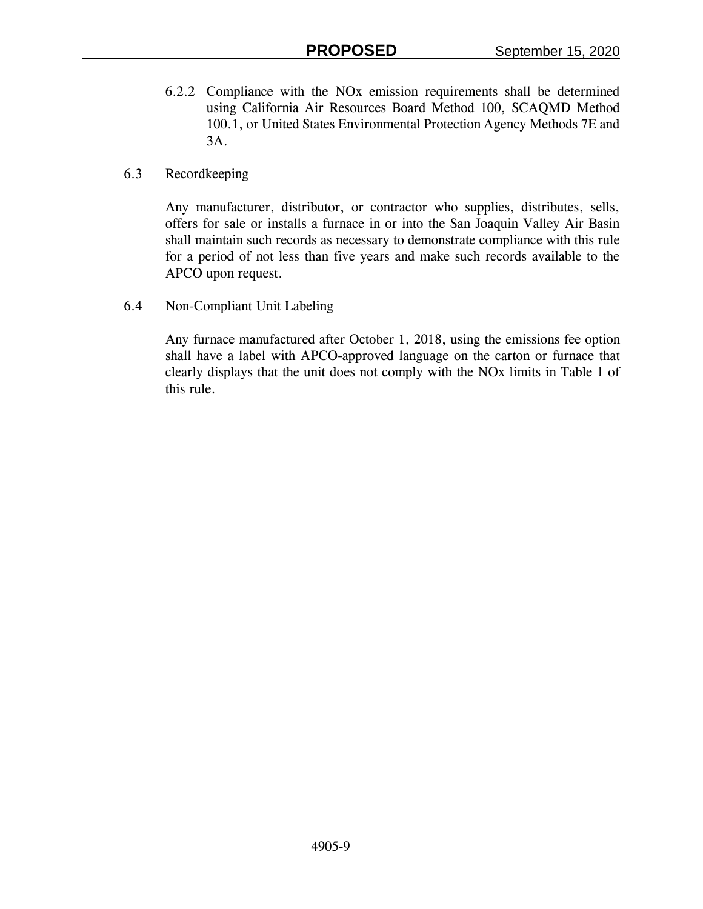6.2.2 Compliance with the NOx emission requirements shall be determined using California Air Resources Board Method 100, SCAQMD Method 100.1, or United States Environmental Protection Agency Methods 7E and 3A.

6.3 Recordkeeping

Any manufacturer, distributor, or contractor who supplies, distributes, sells, offers for sale or installs a furnace in or into the San Joaquin Valley Air Basin shall maintain such records as necessary to demonstrate compliance with this rule for a period of not less than five years and make such records available to the APCO upon request.

6.4 Non-Compliant Unit Labeling

Any furnace manufactured after October 1, 2018, using the emissions fee option shall have a label with APCO-approved language on the carton or furnace that clearly displays that the unit does not comply with the NOx limits in Table 1 of this rule.